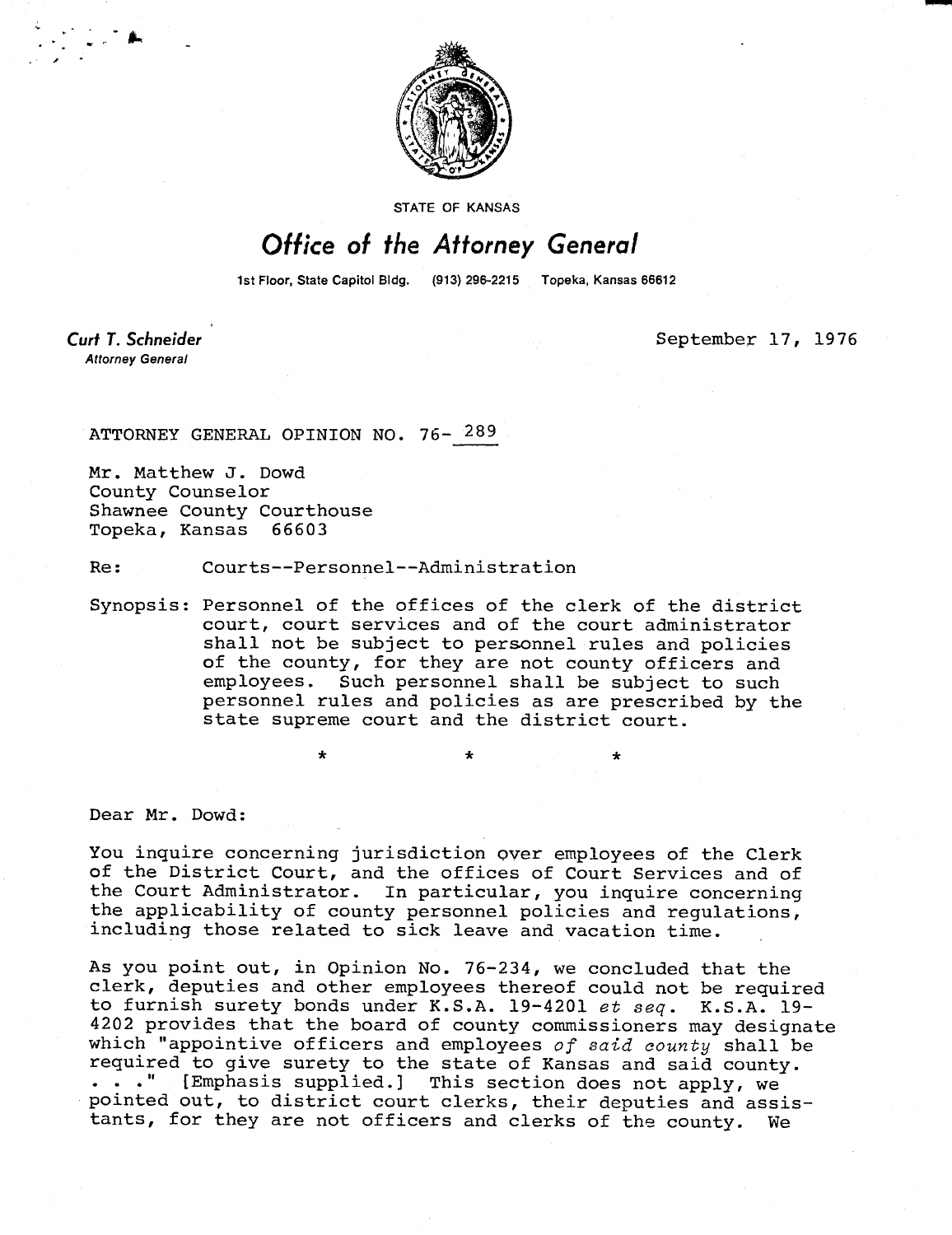STATE OF KANSAS

# Office of the Attorney General

1st Floor, State Capitol Bldg. (913) 296-2215 Topeka, Kansas 66612

**Curt T. Schneider**
*Attorney General*

September 17, 1976

ATTORNEY GENERAL OPINION NO. 76-289

Mr. Matthew J. Dowd
County Counselor
Shawnee County Courthouse
Topeka, Kansas 66603

Re: Courts--Personnel--Administration

Synopsis: Personnel of the offices of the clerk of the district court, court services and of the court administrator shall not be subject to personnel rules and policies of the county, for they are not county officers and employees. Such personnel shall be subject to such personnel rules and policies as are prescribed by the state supreme court and the district court.

\* \* \*

Dear Mr. Dowd:

You inquire concerning jurisdiction over employees of the Clerk of the District Court, and the offices of Court Services and of the Court Administrator. In particular, you inquire concerning the applicability of county personnel policies and regulations, including those related to sick leave and vacation time.

As you point out, in Opinion No. 76-234, we concluded that the clerk, deputies and other employees thereof could not be required to furnish surety bonds under K.S.A. 19-4201 *et seq.* K.S.A. 19-4202 provides that the board of county commissioners may designate which "appointive officers and employees *of said county* shall be required to give surety to the state of Kansas and said county. . . ." [Emphasis supplied.] This section does not apply, we pointed out, to district court clerks, their deputies and assistants, for they are not officers and clerks of the county. We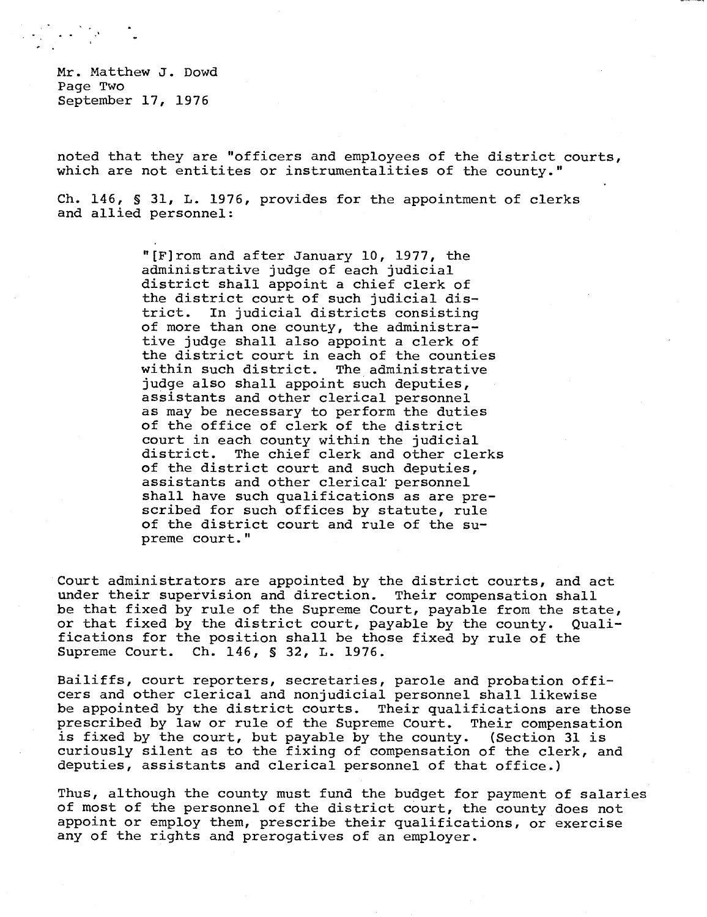noted that they are "officers and employees of the district courts, which are not entitites or instrumentalities of the county."

Ch. 146, § 31, L. 1976, provides for the appointment of clerks and allied personnel:

> "[F]rom and after January 10, 1977, the administrative judge of each judicial district shall appoint a chief clerk of the district court of such judicial district. In judicial districts consisting of more than one county, the administrative judge shall also appoint a clerk of the district court in each of the counties within such district. The administrative judge also shall appoint such deputies, assistants and other clerical personnel as may be necessary to perform the duties of the office of clerk of the district court in each county within the judicial district. The chief clerk and other clerks of the district court and such deputies, assistants and other clerical personnel shall have such qualifications as are prescribed for such offices by statute, rule of the district court and rule of the supreme court."

Court administrators are appointed by the district courts, and act under their supervision and direction. Their compensation shall be that fixed by rule of the Supreme Court, payable from the state, or that fixed by the district court, payable by the county. Qualifications for the position shall be those fixed by rule of the Supreme Court. Ch. 146, § 32, L. 1976.

Bailiffs, court reporters, secretaries, parole and probation officers and other clerical and nonjudicial personnel shall likewise be appointed by the district courts. Their qualifications are those prescribed by law or rule of the Supreme Court. Their compensation is fixed by the court, but payable by the county. (Section 31 is curiously silent as to the fixing of compensation of the clerk, and deputies, assistants and clerical personnel of that office.)

Thus, although the county must fund the budget for payment of salaries of most of the personnel of the district court, the county does not appoint or employ them, prescribe their qualifications, or exercise any of the rights and prerogatives of an employer.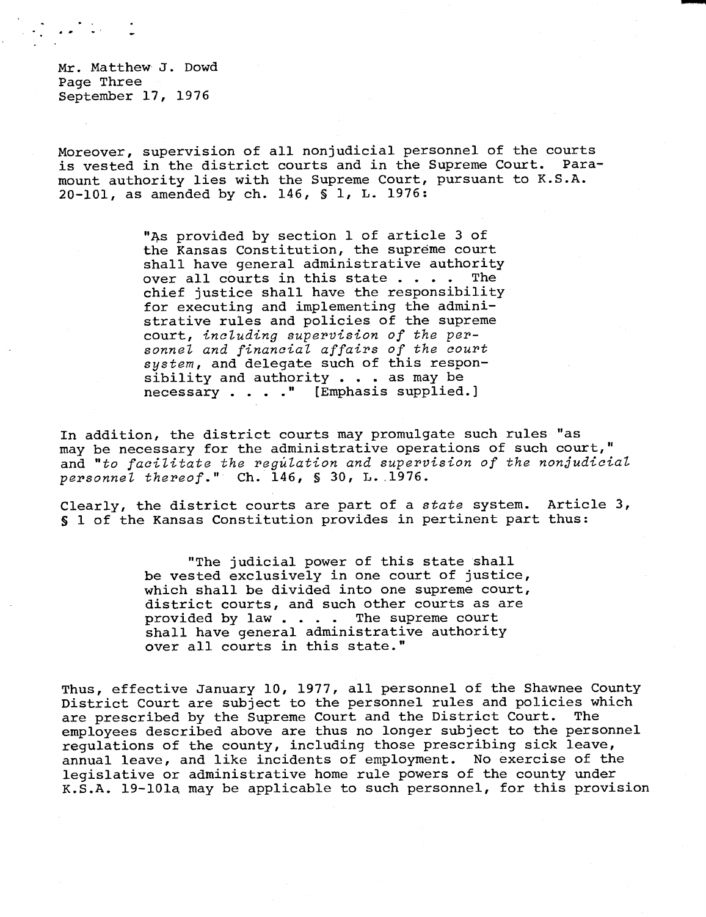Moreover, supervision of all nonjudicial personnel of the courts is vested in the district courts and in the Supreme Court. Paramount authority lies with the Supreme Court, pursuant to K.S.A. 20-101, as amended by ch. 146, § 1, L. 1976:

> "As provided by section 1 of article 3 of the Kansas Constitution, the supreme court shall have general administrative authority over all courts in this state . . . . The chief justice shall have the responsibility for executing and implementing the administrative rules and policies of the supreme court, *including supervision of the personnel and financial affairs of the court system*, and delegate such of this responsibility and authority . . . as may be necessary . . . ." [Emphasis supplied.]

In addition, the district courts may promulgate such rules "as may be necessary for the administrative operations of such court," and "*to facilitate the regulation and supervision of the nonjudicial personnel thereof*." Ch. 146, § 30, L. 1976.

Clearly, the district courts are part of a *state* system. Article 3, § 1 of the Kansas Constitution provides in pertinent part thus:

> "The judicial power of this state shall be vested exclusively in one court of justice, which shall be divided into one supreme court, district courts, and such other courts as are provided by law . . . . The supreme court shall have general administrative authority over all courts in this state."

Thus, effective January 10, 1977, all personnel of the Shawnee County District Court are subject to the personnel rules and policies which are prescribed by the Supreme Court and the District Court. The employees described above are thus no longer subject to the personnel regulations of the county, including those prescribing sick leave, annual leave, and like incidents of employment. No exercise of the legislative or administrative home rule powers of the county under K.S.A. 19-101a may be applicable to such personnel, for this provision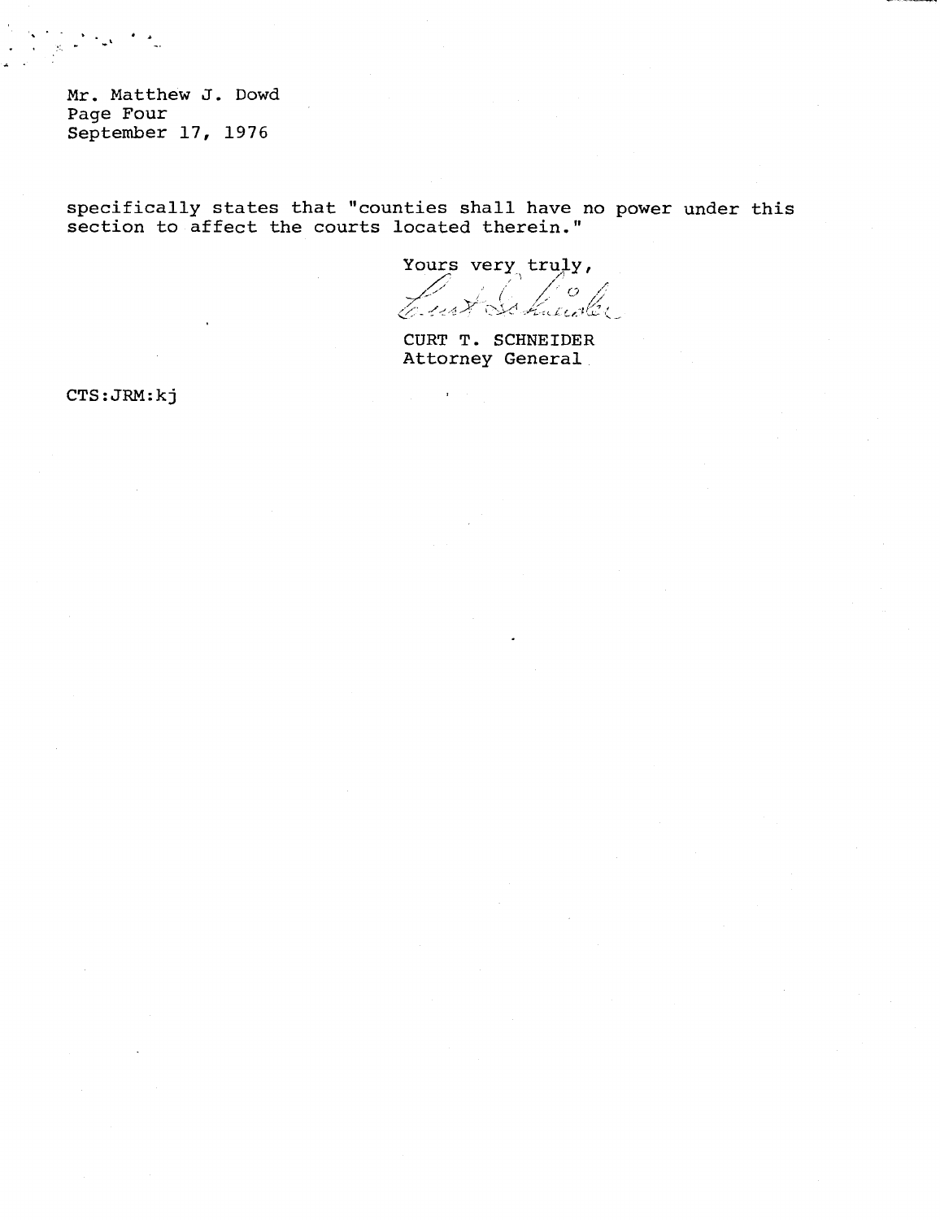Mr. Matthew J. Dowd
Page Four
September 17, 1976

specifically states that "counties shall have no power under this section to affect the courts located therein."

Yours very truly,

CURT T. SCHNEIDER
Attorney General

CTS:JRM:kj